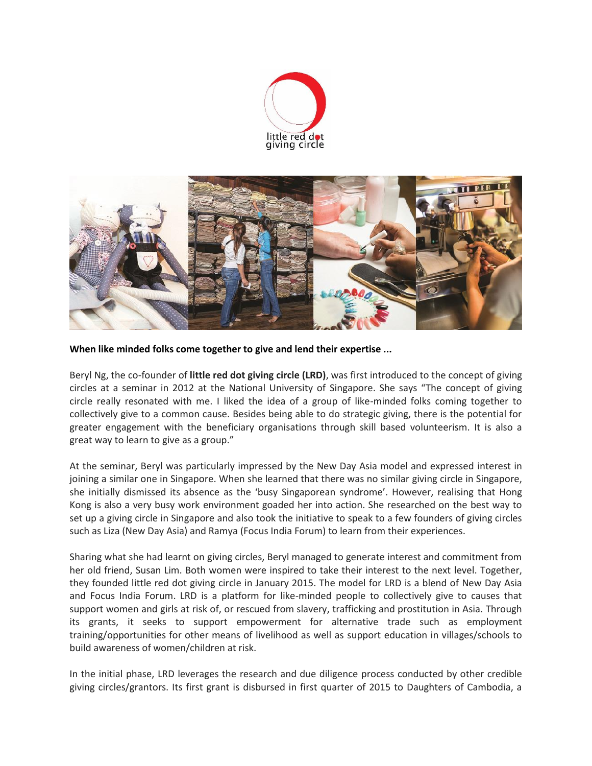**When like minded folks come together to give and lend their expertise ...**

Beryl Ng, the co-founder of **little red dot giving circle (LRD)**, was first introduced to the concept of giving circles at a seminar in 2012 at the National University of Singapore. She says "The concept of giving circle really resonated with me. I liked the idea of a group of like-minded folks coming together to collectively give to a common cause. Besides being able to do strategic giving, there is the potential for greater engagement with the beneficiary organisations through skill based volunteerism. It is also a great way to learn to give as a group."

At the seminar, Beryl was particularly impressed by the New Day Asia model and expressed interest in joining a similar one in Singapore. When she learned that there was no similar giving circle in Singapore, she initially dismissed its absence as the 'busy Singaporean syndrome'. However, realising that Hong Kong is also a very busy work environment goaded her into action. She researched on the best way to set up a giving circle in Singapore and also took the initiative to speak to a few founders of giving circles such as Liza (New Day Asia) and Ramya (Focus India Forum) to learn from their experiences.

Sharing what she had learnt on giving circles, Beryl managed to generate interest and commitment from her old friend, Susan Lim. Both women were inspired to take their interest to the next level. Together, they founded little red dot giving circle in January 2015. The model for LRD is a blend of New Day Asia and Focus India Forum. LRD is a platform for like-minded people to collectively give to causes that support women and girls at risk of, or rescued from slavery, trafficking and prostitution in Asia. Through its grants, it seeks to support empowerment for alternative trade such as employment training/opportunities for other means of livelihood as well as support education in villages/schools to build awareness of women/children at risk.

In the initial phase, LRD leverages the research and due diligence process conducted by other credible giving circles/grantors. Its first grant is disbursed in first quarter of 2015 to Daughters of Cambodia, a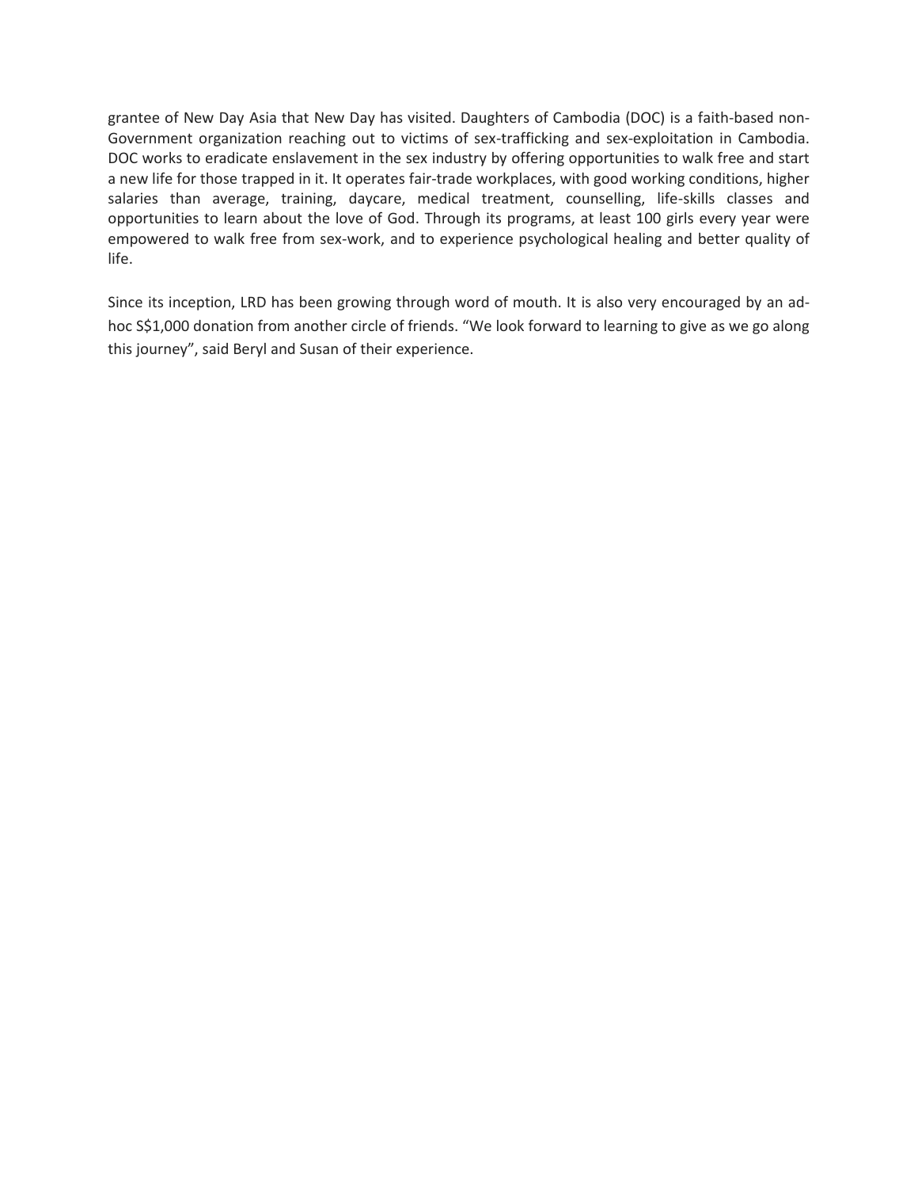grantee of New Day Asia that New Day has visited. Daughters of Cambodia (DOC) is a faith-based non-Government organization reaching out to victims of sex-trafficking and sex-exploitation in Cambodia. DOC works to eradicate enslavement in the sex industry by offering opportunities to walk free and start a new life for those trapped in it. It operates fair-trade workplaces, with good working conditions, higher salaries than average, training, daycare, medical treatment, counselling, life-skills classes and opportunities to learn about the love of God. Through its programs, at least 100 girls every year were empowered to walk free from sex-work, and to experience psychological healing and better quality of life.

Since its inception, LRD has been growing through word of mouth. It is also very encouraged by an ad-hoc S$1,000 donation from another circle of friends. "We look forward to learning to give as we go along this journey", said Beryl and Susan of their experience.